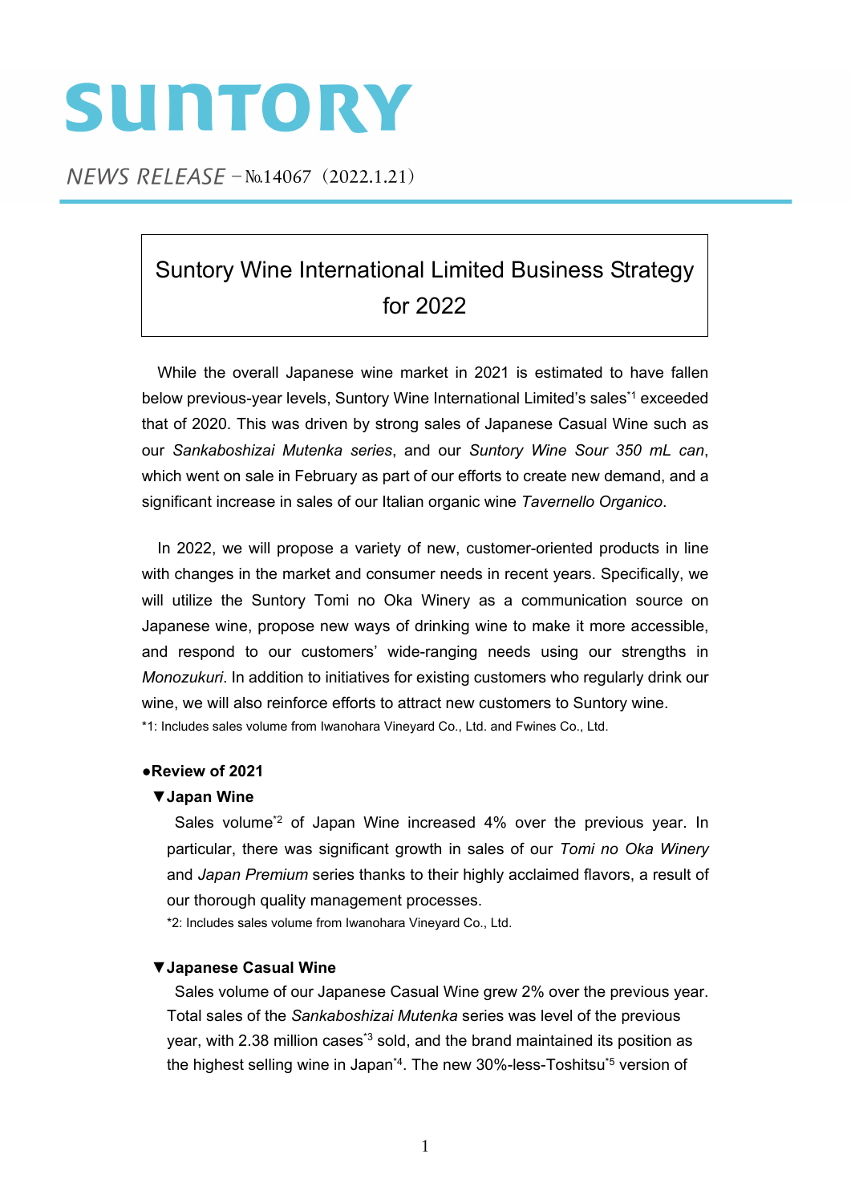# SUNTORY

*NEWS RELEASE* －№14067（2022.1.21）

## Suntory Wine International Limited Business Strategy for 2022

While the overall Japanese wine market in 2021 is estimated to have fallen below previous-year levels, Suntory Wine International Limited's sales[*1] exceeded that of 2020. This was driven by strong sales of Japanese Casual Wine such as our *Sankaboshizai Mutenka series*, and our *Suntory Wine Sour 350 mL can*, which went on sale in February as part of our efforts to create new demand, and a significant increase in sales of our Italian organic wine *Tavernello Organico*.

In 2022, we will propose a variety of new, customer-oriented products in line with changes in the market and consumer needs in recent years. Specifically, we will utilize the Suntory Tomi no Oka Winery as a communication source on Japanese wine, propose new ways of drinking wine to make it more accessible, and respond to our customers' wide-ranging needs using our strengths in *Monozukuri*. In addition to initiatives for existing customers who regularly drink our wine, we will also reinforce efforts to attract new customers to Suntory wine.

*1: Includes sales volume from Iwanohara Vineyard Co., Ltd. and Fwines Co., Ltd.

### ●Review of 2021

#### ▼Japan Wine

Sales volume[*2] of Japan Wine increased 4% over the previous year. In particular, there was significant growth in sales of our *Tomi no Oka Winery* and *Japan Premium* series thanks to their highly acclaimed flavors, a result of our thorough quality management processes.

*2: Includes sales volume from Iwanohara Vineyard Co., Ltd.

#### ▼Japanese Casual Wine

Sales volume of our Japanese Casual Wine grew 2% over the previous year. Total sales of the *Sankaboshizai Mutenka* series was level of the previous year, with 2.38 million cases[*3] sold, and the brand maintained its position as the highest selling wine in Japan[*4]. The new 30%-less-Toshitsu[*5] version of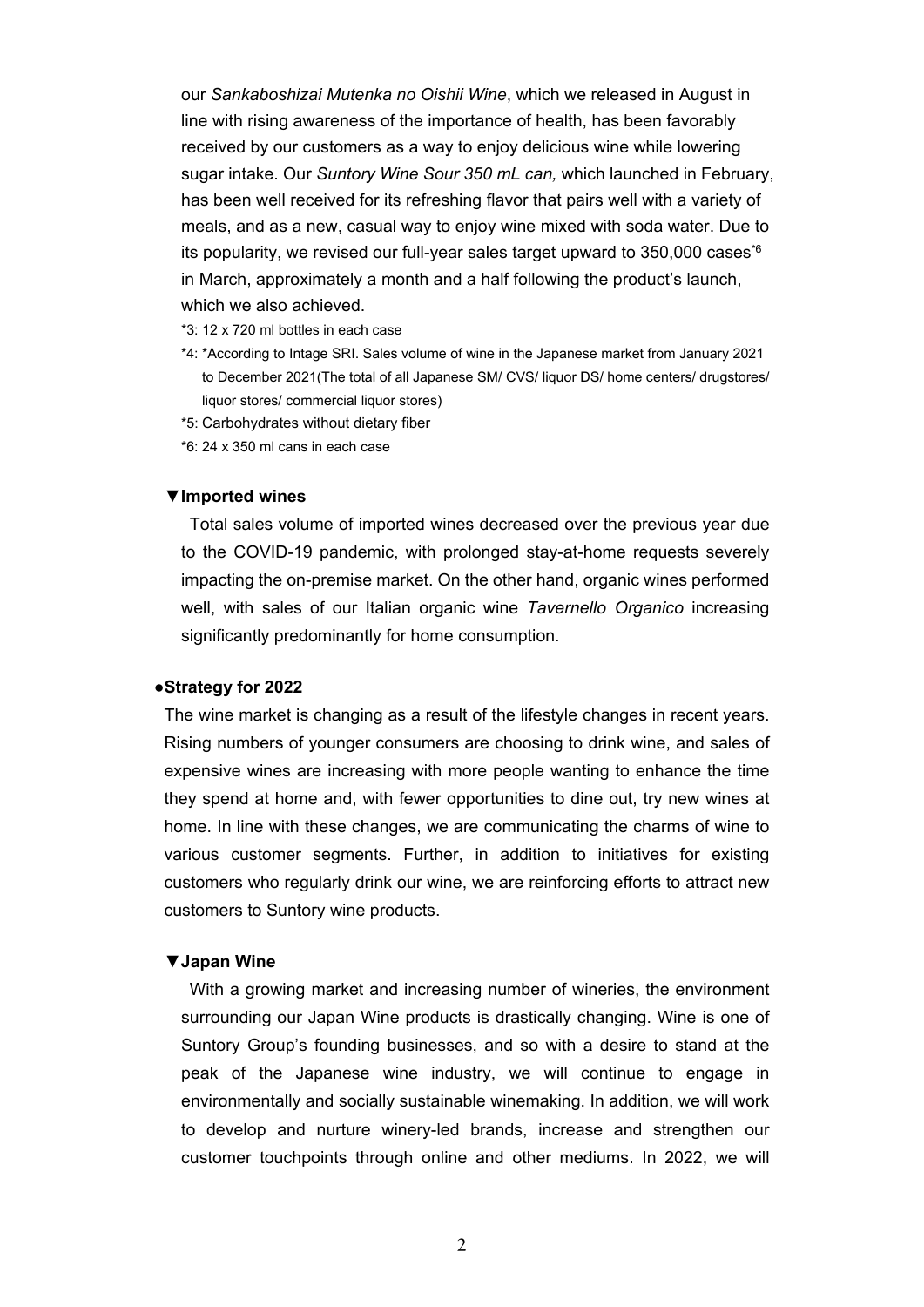our *Sankaboshizai Mutenka no Oishii Wine*, which we released in August in line with rising awareness of the importance of health, has been favorably received by our customers as a way to enjoy delicious wine while lowering sugar intake. Our *Suntory Wine Sour 350 mL can,* which launched in February, has been well received for its refreshing flavor that pairs well with a variety of meals, and as a new, casual way to enjoy wine mixed with soda water. Due to its popularity, we revised our full-year sales target upward to 350,000 cases[*6] in March, approximately a month and a half following the product's launch, which we also achieved.

*3: 12 x 720 ml bottles in each case

*4: *According to Intage SRI. Sales volume of wine in the Japanese market from January 2021 to December 2021(The total of all Japanese SM/ CVS/ liquor DS/ home centers/ drugstores/ liquor stores/ commercial liquor stores)

*5: Carbohydrates without dietary fiber

*6: 24 x 350 ml cans in each case

### ▼Imported wines

Total sales volume of imported wines decreased over the previous year due to the COVID-19 pandemic, with prolonged stay-at-home requests severely impacting the on-premise market. On the other hand, organic wines performed well, with sales of our Italian organic wine *Tavernello Organico* increasing significantly predominantly for home consumption.

## ●Strategy for 2022

The wine market is changing as a result of the lifestyle changes in recent years. Rising numbers of younger consumers are choosing to drink wine, and sales of expensive wines are increasing with more people wanting to enhance the time they spend at home and, with fewer opportunities to dine out, try new wines at home. In line with these changes, we are communicating the charms of wine to various customer segments. Further, in addition to initiatives for existing customers who regularly drink our wine, we are reinforcing efforts to attract new customers to Suntory wine products.

### ▼Japan Wine

With a growing market and increasing number of wineries, the environment surrounding our Japan Wine products is drastically changing. Wine is one of Suntory Group's founding businesses, and so with a desire to stand at the peak of the Japanese wine industry, we will continue to engage in environmentally and socially sustainable winemaking. In addition, we will work to develop and nurture winery-led brands, increase and strengthen our customer touchpoints through online and other mediums. In 2022, we will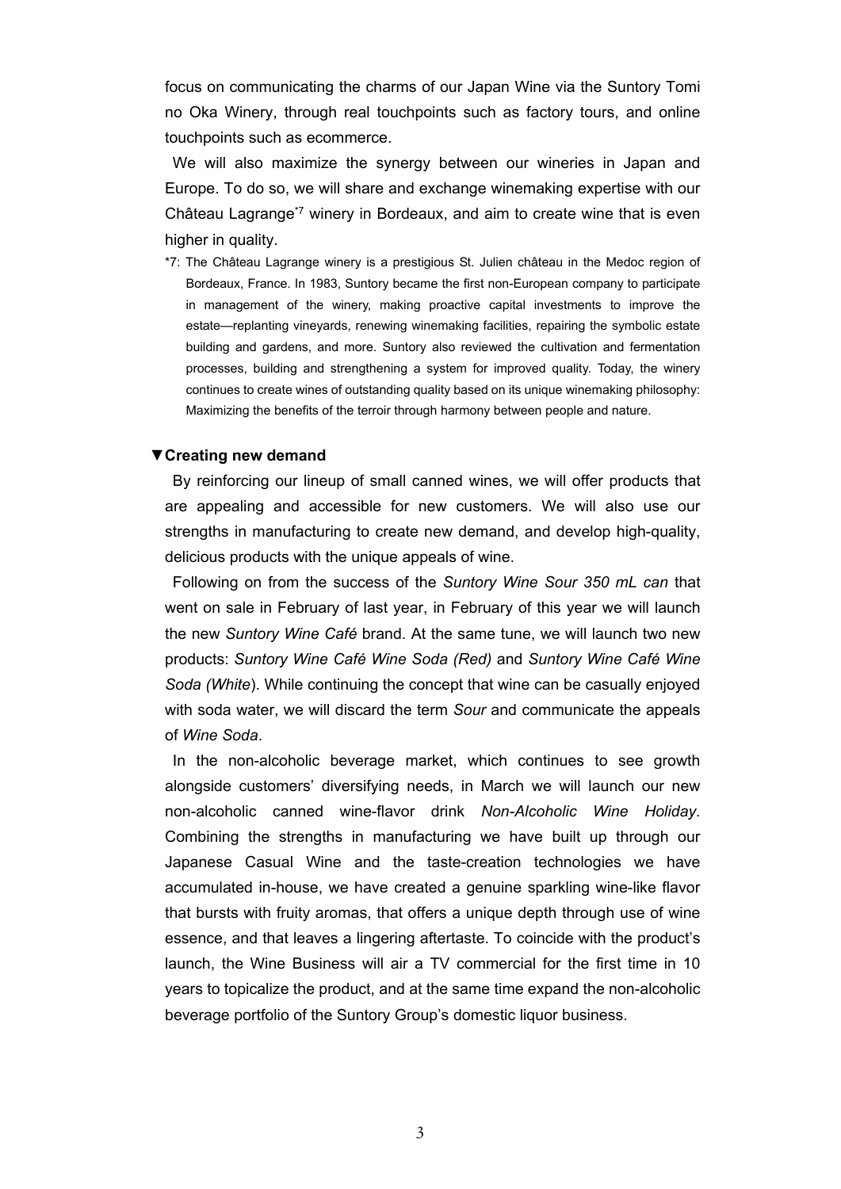focus on communicating the charms of our Japan Wine via the Suntory Tomi no Oka Winery, through real touchpoints such as factory tours, and online touchpoints such as ecommerce.

We will also maximize the synergy between our wineries in Japan and Europe. To do so, we will share and exchange winemaking expertise with our Château Lagrange[*7] winery in Bordeaux, and aim to create wine that is even higher in quality.

*7: The Château Lagrange winery is a prestigious St. Julien château in the Medoc region of Bordeaux, France. In 1983, Suntory became the first non-European company to participate in management of the winery, making proactive capital investments to improve the estate—replanting vineyards, renewing winemaking facilities, repairing the symbolic estate building and gardens, and more. Suntory also reviewed the cultivation and fermentation processes, building and strengthening a system for improved quality. Today, the winery continues to create wines of outstanding quality based on its unique winemaking philosophy: Maximizing the benefits of the terroir through harmony between people and nature.

**▼Creating new demand**

By reinforcing our lineup of small canned wines, we will offer products that are appealing and accessible for new customers. We will also use our strengths in manufacturing to create new demand, and develop high-quality, delicious products with the unique appeals of wine.

Following on from the success of the *Suntory Wine Sour 350 mL can* that went on sale in February of last year, in February of this year we will launch the new *Suntory Wine Café* brand. At the same tune, we will launch two new products: *Suntory Wine Café Wine Soda (Red)* and *Suntory Wine Café Wine Soda (White*). While continuing the concept that wine can be casually enjoyed with soda water, we will discard the term *Sour* and communicate the appeals of *Wine Soda*.

In the non-alcoholic beverage market, which continues to see growth alongside customers' diversifying needs, in March we will launch our new non-alcoholic canned wine-flavor drink *Non-Alcoholic Wine Holiday*. Combining the strengths in manufacturing we have built up through our Japanese Casual Wine and the taste-creation technologies we have accumulated in-house, we have created a genuine sparkling wine-like flavor that bursts with fruity aromas, that offers a unique depth through use of wine essence, and that leaves a lingering aftertaste. To coincide with the product's launch, the Wine Business will air a TV commercial for the first time in 10 years to topicalize the product, and at the same time expand the non-alcoholic beverage portfolio of the Suntory Group's domestic liquor business.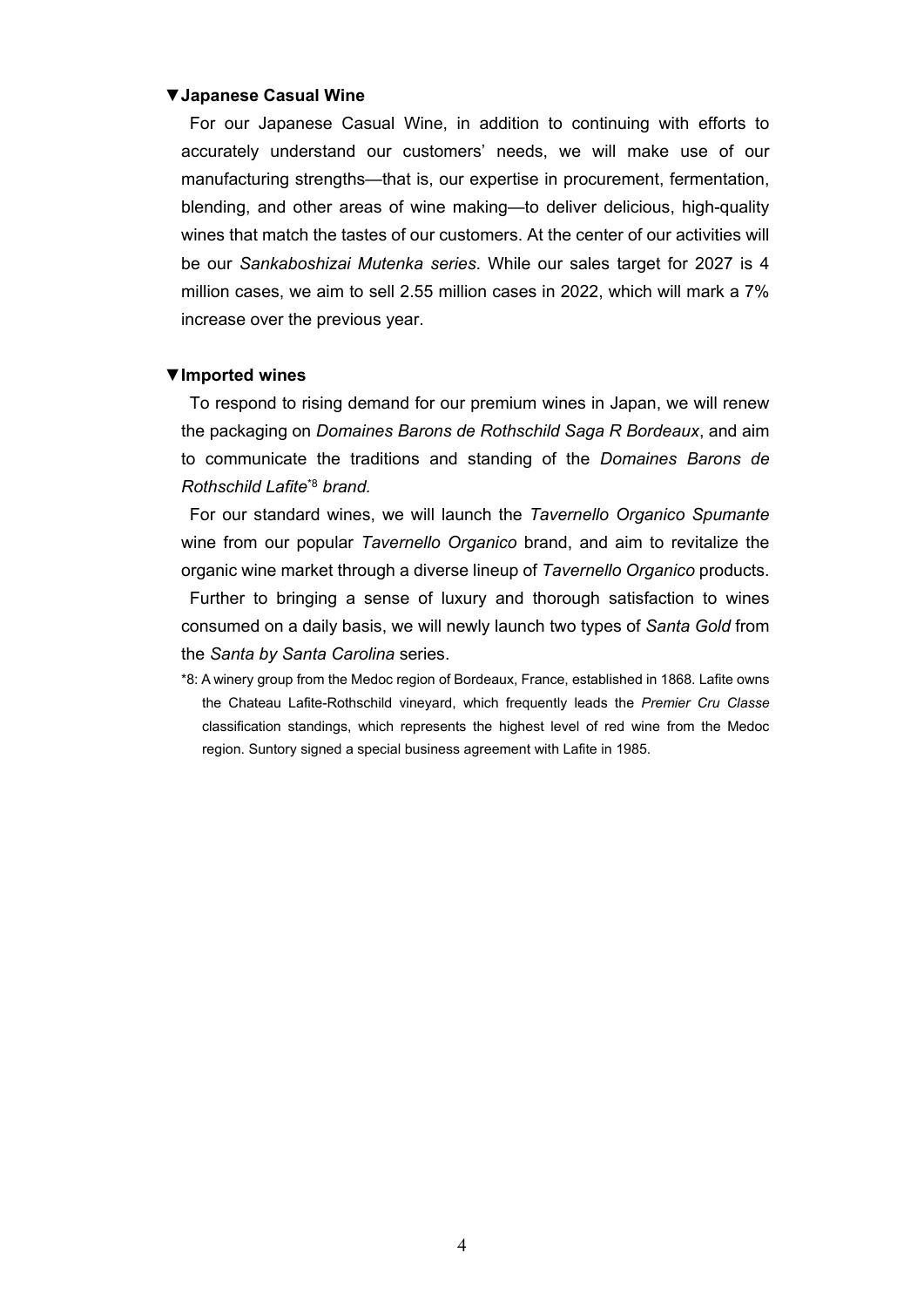**▼Japanese Casual Wine**

For our Japanese Casual Wine, in addition to continuing with efforts to accurately understand our customers' needs, we will make use of our manufacturing strengths—that is, our expertise in procurement, fermentation, blending, and other areas of wine making—to deliver delicious, high-quality wines that match the tastes of our customers. At the center of our activities will be our *Sankaboshizai Mutenka series*. While our sales target for 2027 is 4 million cases, we aim to sell 2.55 million cases in 2022, which will mark a 7% increase over the previous year.

**▼Imported wines**

To respond to rising demand for our premium wines in Japan, we will renew the packaging on *Domaines Barons de Rothschild Saga R Bordeaux*, and aim to communicate the traditions and standing of the *Domaines Barons de Rothschild Lafite*[*8] *brand.*

For our standard wines, we will launch the *Tavernello Organico Spumante* wine from our popular *Tavernello Organico* brand, and aim to revitalize the organic wine market through a diverse lineup of *Tavernello Organico* products.

Further to bringing a sense of luxury and thorough satisfaction to wines consumed on a daily basis, we will newly launch two types of *Santa Gold* from the *Santa by Santa Carolina* series.

*8: A winery group from the Medoc region of Bordeaux, France, established in 1868. Lafite owns the Chateau Lafite-Rothschild vineyard, which frequently leads the *Premier Cru Classe* classification standings, which represents the highest level of red wine from the Medoc region. Suntory signed a special business agreement with Lafite in 1985.